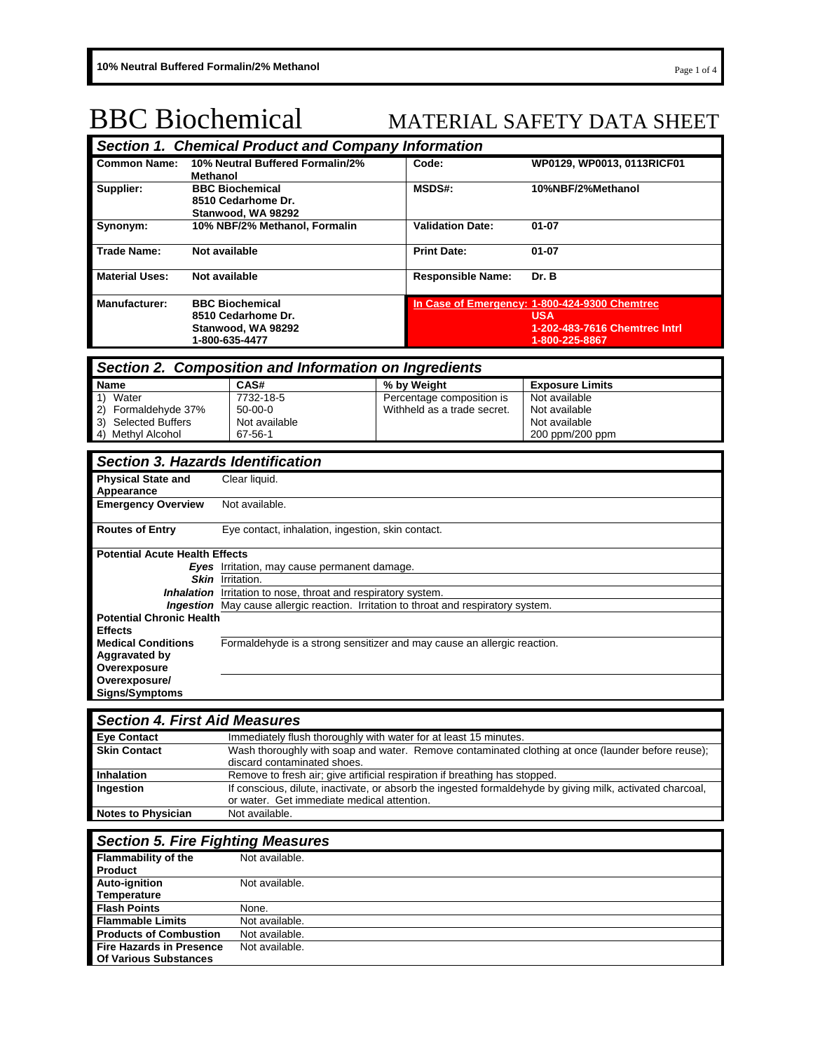# BBC Biochemical

# MATERIAL SAFETY DATA SHEET

## Section 1. Chemical Product and Company Information

| | | | |
|---|---|---|---|
| **Common Name:** | **10% Neutral Buffered Formalin/2% Methanol** | **Code:** | **WP0129, WP0013, 0113RICF01** |
| **Supplier:** | **BBC Biochemical**<br>**8510 Cedarhome Dr.**<br>**Stanwood, WA 98292** | **MSDS#:** | **10%NBF/2%Methanol** |
| **Synonym:** | **10% NBF/2% Methanol, Formalin** | **Validation Date:** | **01-07** |
| **Trade Name:** | **Not available** | **Print Date:** | **01-07** |
| **Material Uses:** | **Not available** | **Responsible Name:** | **Dr. B** |
| **Manufacturer:** | **BBC Biochemical**<br>**8510 Cedarhome Dr.**<br>**Stanwood, WA 98292**<br>**1-800-635-4477** | **In Case of Emergency:** | **1-800-424-9300 Chemtrec USA**<br>**1-202-483-7616 Chemtrec Intrl**<br>**1-800-225-8867** |

## Section 2. Composition and Information on Ingredients

| Name | CAS# | % by Weight | Exposure Limits |
|---|---|---|---|
| 1) Water | 7732-18-5 | Percentage composition is | Not available |
| 2) Formaldehyde 37% | 50-00-0 | Withheld as a trade secret. | Not available |
| 3) Selected Buffers | Not available | | Not available |
| 4) Methyl Alcohol | 67-56-1 | | 200 ppm/200 ppm |

## Section 3. Hazards Identification

| | |
|---|---|
| **Physical State and Appearance** | Clear liquid. |
| **Emergency Overview** | Not available. |
| **Routes of Entry** | Eye contact, inhalation, ingestion, skin contact. |
| **Potential Acute Health Effects** | |
| ***Eyes*** | Irritation, may cause permanent damage. |
| ***Skin*** | Irritation. |
| ***Inhalation*** | Irritation to nose, throat and respiratory system. |
| ***Ingestion*** | May cause allergic reaction. Irritation to throat and respiratory system. |
| **Potential Chronic Health Effects** | |
| **Medical Conditions Aggravated by Overexposure** | Formaldehyde is a strong sensitizer and may cause an allergic reaction. |
| **Overexposure/ Signs/Symptoms** | |

## Section 4. First Aid Measures

| | |
|---|---|
| **Eye Contact** | Immediately flush thoroughly with water for at least 15 minutes. |
| **Skin Contact** | Wash thoroughly with soap and water. Remove contaminated clothing at once (launder before reuse); discard contaminated shoes. |
| **Inhalation** | Remove to fresh air; give artificial respiration if breathing has stopped. |
| **Ingestion** | If conscious, dilute, inactivate, or absorb the ingested formaldehyde by giving milk, activated charcoal, or water. Get immediate medical attention. |
| **Notes to Physician** | Not available. |

## Section 5. Fire Fighting Measures

| | |
|---|---|
| **Flammability of the Product** | Not available. |
| **Auto-ignition Temperature** | Not available. |
| **Flash Points** | None. |
| **Flammable Limits** | Not available. |
| **Products of Combustion** | Not available. |
| **Fire Hazards in Presence Of Various Substances** | Not available. |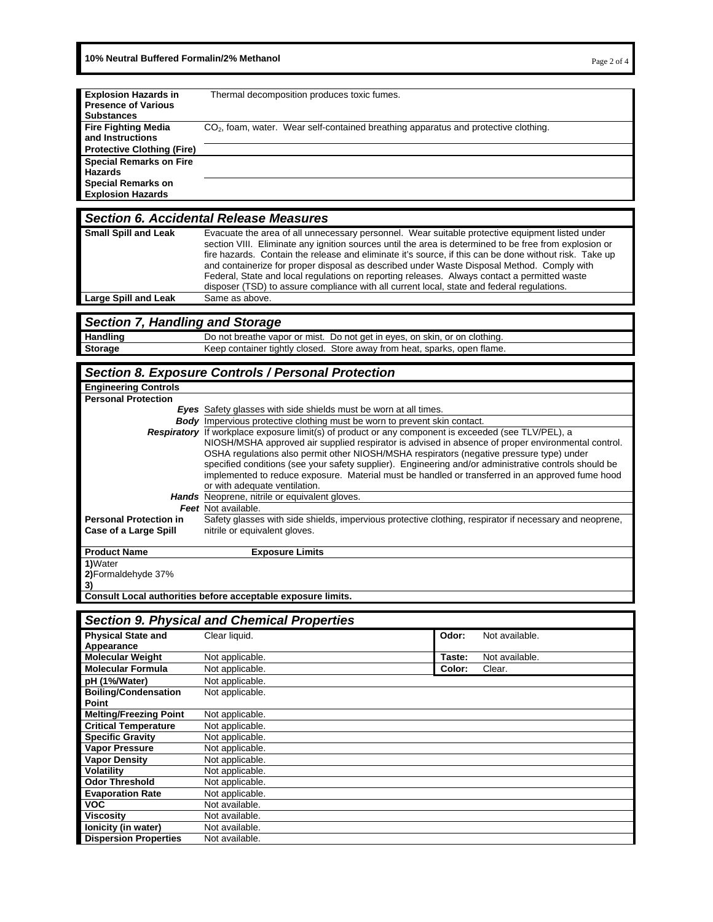| | |
|---|---|
| **Explosion Hazards in Presence of Various Substances** | Thermal decomposition produces toxic fumes. |
| **Fire Fighting Media and Instructions** | $CO_2$, foam, water. Wear self-contained breathing apparatus and protective clothing. |
| **Protective Clothing (Fire)** | |
| **Special Remarks on Fire Hazards** | |
| **Special Remarks on Explosion Hazards** | |

## *Section 6. Accidental Release Measures*

| | |
|---|---|
| **Small Spill and Leak** | Evacuate the area of all unnecessary personnel. Wear suitable protective equipment listed under section VIII. Eliminate any ignition sources until the area is determined to be free from explosion or fire hazards. Contain the release and eliminate it's source, if this can be done without risk. Take up and containerize for proper disposal as described under Waste Disposal Method. Comply with Federal, State and local regulations on reporting releases. Always contact a permitted waste disposer (TSD) to assure compliance with all current local, state and federal regulations. |
| **Large Spill and Leak** | Same as above. |

## *Section 7, Handling and Storage*

| | |
|---|---|
| **Handling** | Do not breathe vapor or mist. Do not get in eyes, on skin, or on clothing. |
| **Storage** | Keep container tightly closed. Store away from heat, sparks, open flame. |

## *Section 8. Exposure Controls / Personal Protection*

| | |
|---|---|
| **Engineering Controls** | |
| **Personal Protection** | |
| ***Eyes*** | Safety glasses with side shields must be worn at all times. |
| ***Body*** | Impervious protective clothing must be worn to prevent skin contact. |
| ***Respiratory*** | If workplace exposure limit(s) of product or any component is exceeded (see TLV/PEL), a NIOSH/MSHA approved air supplied respirator is advised in absence of proper environmental control. OSHA regulations also permit other NIOSH/MSHA respirators (negative pressure type) under specified conditions (see your safety supplier). Engineering and/or administrative controls should be implemented to reduce exposure. Material must be handled or transferred in an approved fume hood or with adequate ventilation. |
| ***Hands*** | Neoprene, nitrile or equivalent gloves. |
| ***Feet*** | Not available. |
| **Personal Protection in Case of a Large Spill** | Safety glasses with side shields, impervious protective clothing, respirator if necessary and neoprene, nitrile or equivalent gloves. |

| **Product Name** | **Exposure Limits** |
|---|---|
| **1)** Water | |
| **2)** Formaldehyde 37% | |
| **3)** | |
| **Consult Local authorities before acceptable exposure limits.** | |

## *Section 9. Physical and Chemical Properties*

| | | | |
|---|---|---|---|
| **Physical State and Appearance** | Clear liquid. | **Odor:** | Not available. |
| **Molecular Weight** | Not applicable. | **Taste:** | Not available. |
| **Molecular Formula** | Not applicable. | **Color:** | Clear. |
| **pH (1%/Water)** | Not applicable. | | |
| **Boiling/Condensation Point** | Not applicable. | | |
| **Melting/Freezing Point** | Not applicable. | | |
| **Critical Temperature** | Not applicable. | | |
| **Specific Gravity** | Not applicable. | | |
| **Vapor Pressure** | Not applicable. | | |
| **Vapor Density** | Not applicable. | | |
| **Volatility** | Not applicable. | | |
| **Odor Threshold** | Not applicable. | | |
| **Evaporation Rate** | Not applicable. | | |
| **VOC** | Not available. | | |
| **Viscosity** | Not available. | | |
| **Ionicity (in water)** | Not available. | | |
| **Dispersion Properties** | Not available. | | |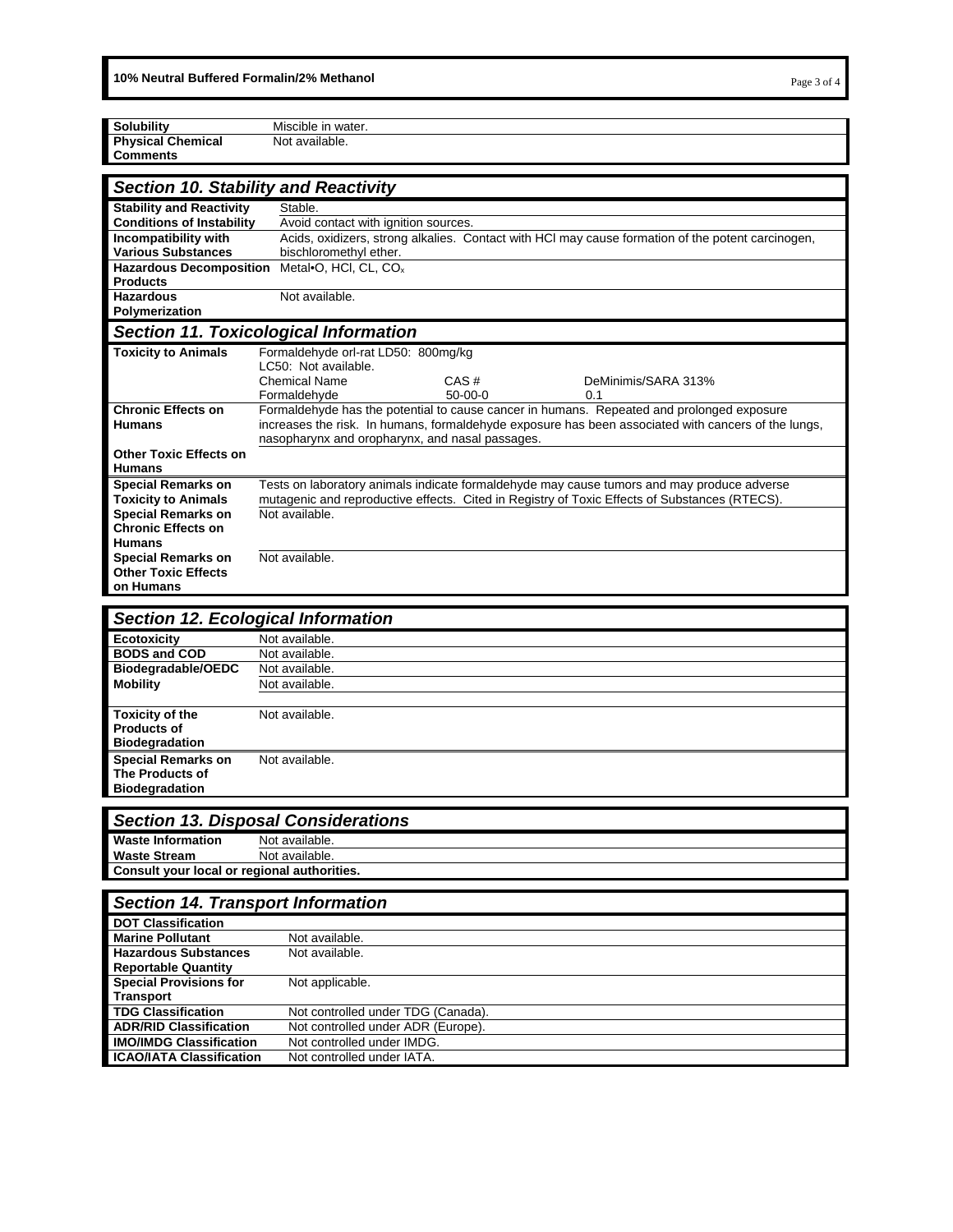| | |
|---|---|
| **Solubility** | Miscible in water. |
| **Physical Chemical Comments** | Not available. |

## Section 10. Stability and Reactivity

| | |
|---|---|
| **Stability and Reactivity** | Stable. |
| **Conditions of Instability** | Avoid contact with ignition sources. |
| **Incompatibility with Various Substances** | Acids, oxidizers, strong alkalies. Contact with HCl may cause formation of the potent carcinogen, bischloromethyl ether. |
| **Hazardous Decomposition Products** | Metal•O, HCl, CL, $CO_x$ |
| **Hazardous Polymerization** | Not available. |

## Section 11. Toxicological Information

| | | | |
|---|---|---|---|
| **Toxicity to Animals** | Formaldehyde orl-rat LD50: 800mg/kg<br>LC50: Not available. | | |
| | Chemical Name | CAS # | DeMinimis/SARA 313% |
| | Formaldehyde | 50-00-0 | 0.1 |
| **Chronic Effects on Humans** | Formaldehyde has the potential to cause cancer in humans. Repeated and prolonged exposure increases the risk. In humans, formaldehyde exposure has been associated with cancers of the lungs, nasopharynx and oropharynx, and nasal passages. | | |
| **Other Toxic Effects on Humans** | | | |
| **Special Remarks on Toxicity to Animals** | Tests on laboratory animals indicate formaldehyde may cause tumors and may produce adverse mutagenic and reproductive effects. Cited in Registry of Toxic Effects of Substances (RTECS). | | |
| **Special Remarks on Chronic Effects on Humans** | Not available. | | |
| **Special Remarks on Other Toxic Effects on Humans** | Not available. | | |

## Section 12. Ecological Information

| | |
|---|---|
| **Ecotoxicity** | Not available. |
| **BODS and COD** | Not available. |
| **Biodegradable/OECD** | Not available. |
| **Mobility** | Not available. |
| **Toxicity of the Products of Biodegradation** | Not available. |
| **Special Remarks on The Products of Biodegradation** | Not available. |

## Section 13. Disposal Considerations

| | |
|---|---|
| **Waste Information** | Not available. |
| **Waste Stream** | Not available. |
| **Consult your local or regional authorities.** | |

## Section 14. Transport Information

| | |
|---|---|
| **DOT Classification** | |
| **Marine Pollutant** | Not available. |
| **Hazardous Substances Reportable Quantity** | Not available. |
| **Special Provisions for Transport** | Not applicable. |
| **TDG Classification** | Not controlled under TDG (Canada). |
| **ADR/RID Classification** | Not controlled under ADR (Europe). |
| **IMO/IMDG Classification** | Not controlled under IMDG. |
| **ICAO/IATA Classification** | Not controlled under IATA. |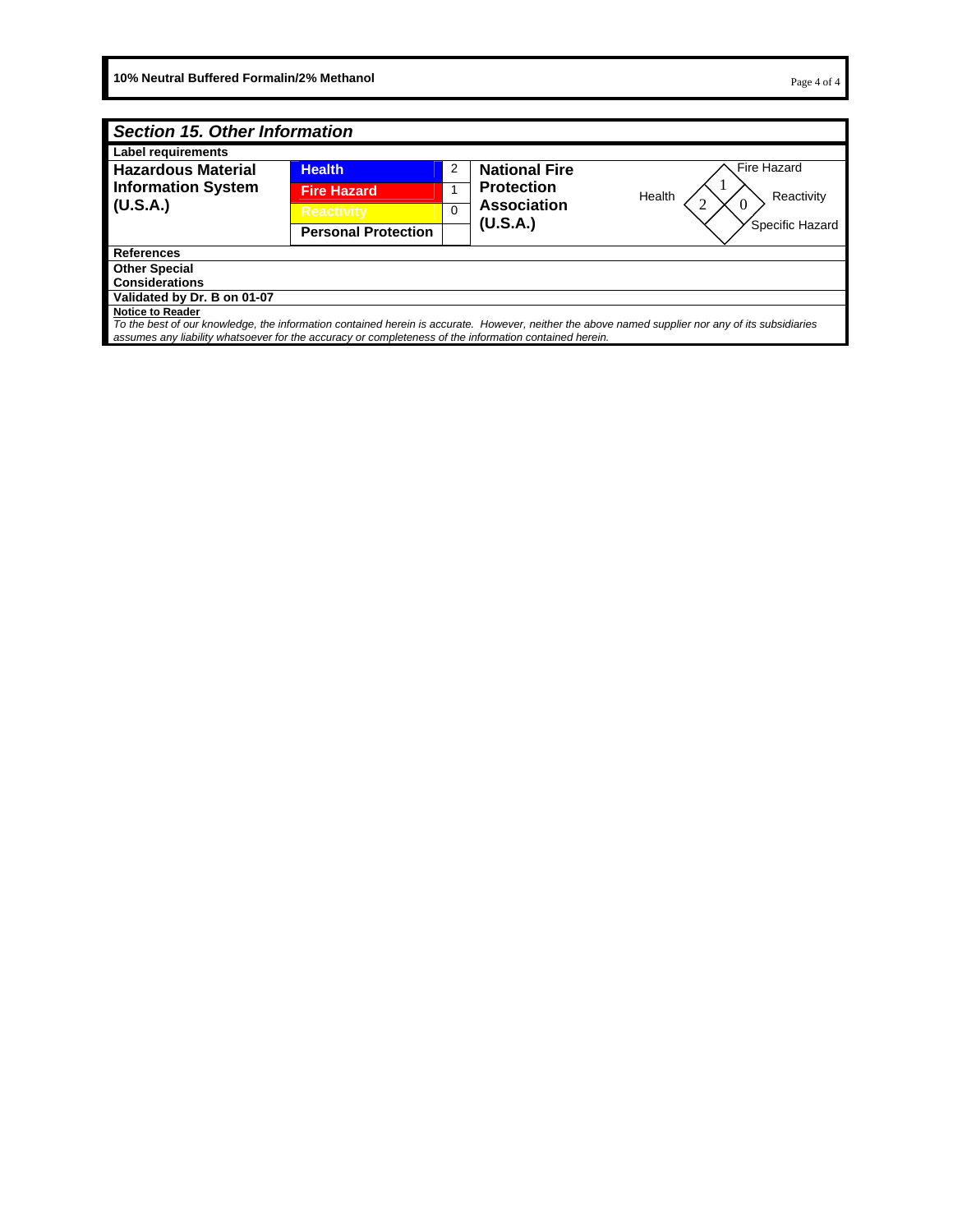## Section 15. Other Information

**Label requirements**

| | | |
|---|---|---|
| **Hazardous Material Information System (U.S.A.)** | **Health** | 2 |
| | **Fire Hazard** | 1 |
| | **Reactivity** | 0 |
| | **Personal Protection** | |

**National Fire Protection Association (U.S.A.)**

Fire Hazard
1
Health
2
0
Reactivity
Specific Hazard

**References**

**Other Special Considerations**

**Validated by Dr. B on 01-07**

**Notice to Reader**

*To the best of our knowledge, the information contained herein is accurate. However, neither the above named supplier nor any of its subsidiaries assumes any liability whatsoever for the accuracy or completeness of the information contained herein.*